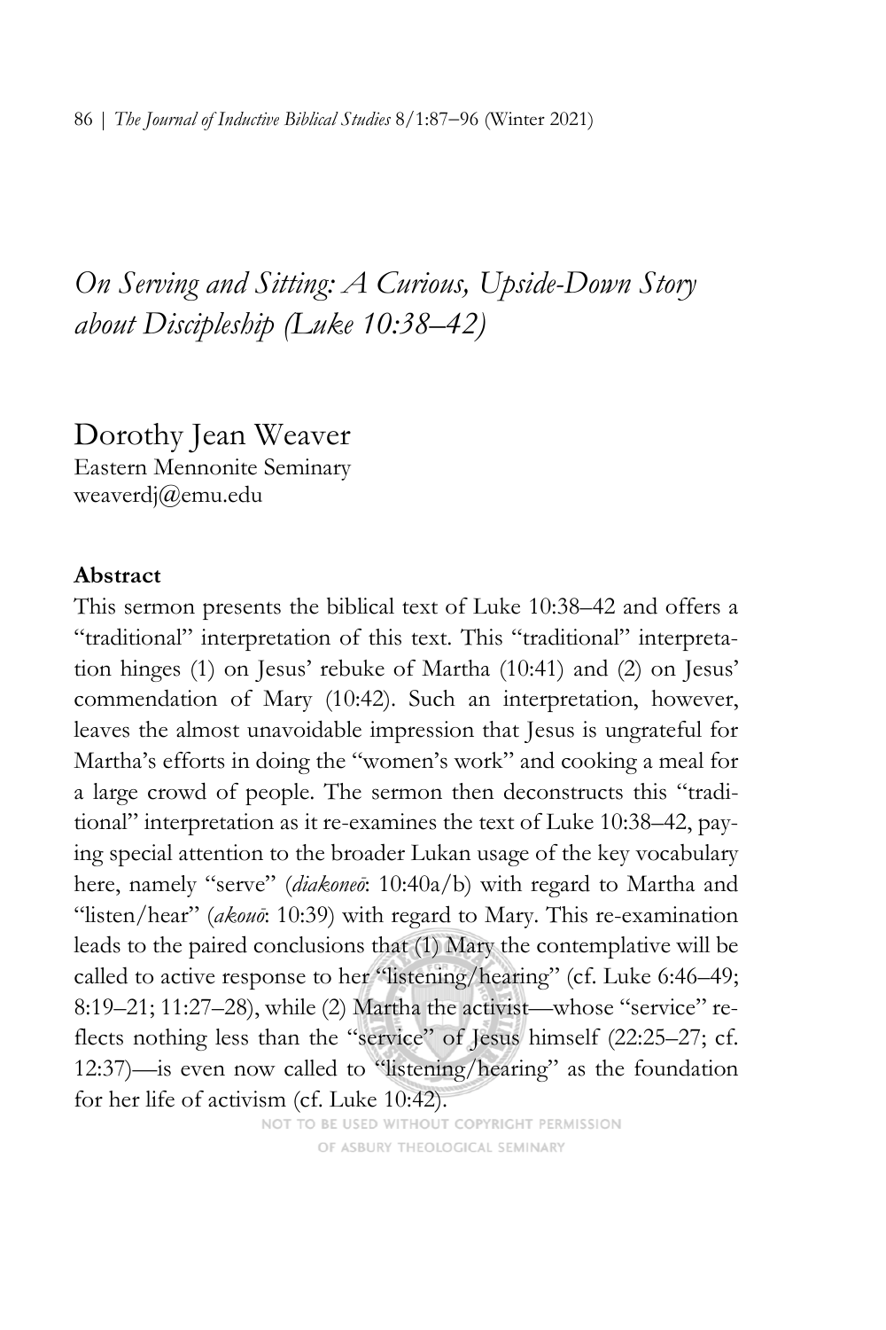# *On Serving and Sitting: A Curious, Upside-Down Story about Discipleship (Luke 10:38–42)*

Dorothy Jean Weaver
Eastern Mennonite Seminary
weaverdj@emu.edu

**Abstract**

This sermon presents the biblical text of Luke 10:38–42 and offers a "traditional" interpretation of this text. This "traditional" interpretation hinges (1) on Jesus' rebuke of Martha (10:41) and (2) on Jesus' commendation of Mary (10:42). Such an interpretation, however, leaves the almost unavoidable impression that Jesus is ungrateful for Martha's efforts in doing the "women's work" and cooking a meal for a large crowd of people. The sermon then deconstructs this "traditional" interpretation as it re-examines the text of Luke 10:38–42, paying special attention to the broader Lukan usage of the key vocabulary here, namely "serve" (*diakoneō*: 10:40a/b) with regard to Martha and "listen/hear" (*akouō*: 10:39) with regard to Mary. This re-examination leads to the paired conclusions that (1) Mary the contemplative will be called to active response to her "listening/hearing" (cf. Luke 6:46–49; 8:19–21; 11:27–28), while (2) Martha the activist—whose "service" reflects nothing less than the "service" of Jesus himself (22:25–27; cf. 12:37)—is even now called to "listening/hearing" as the foundation for her life of activism (cf. Luke 10:42).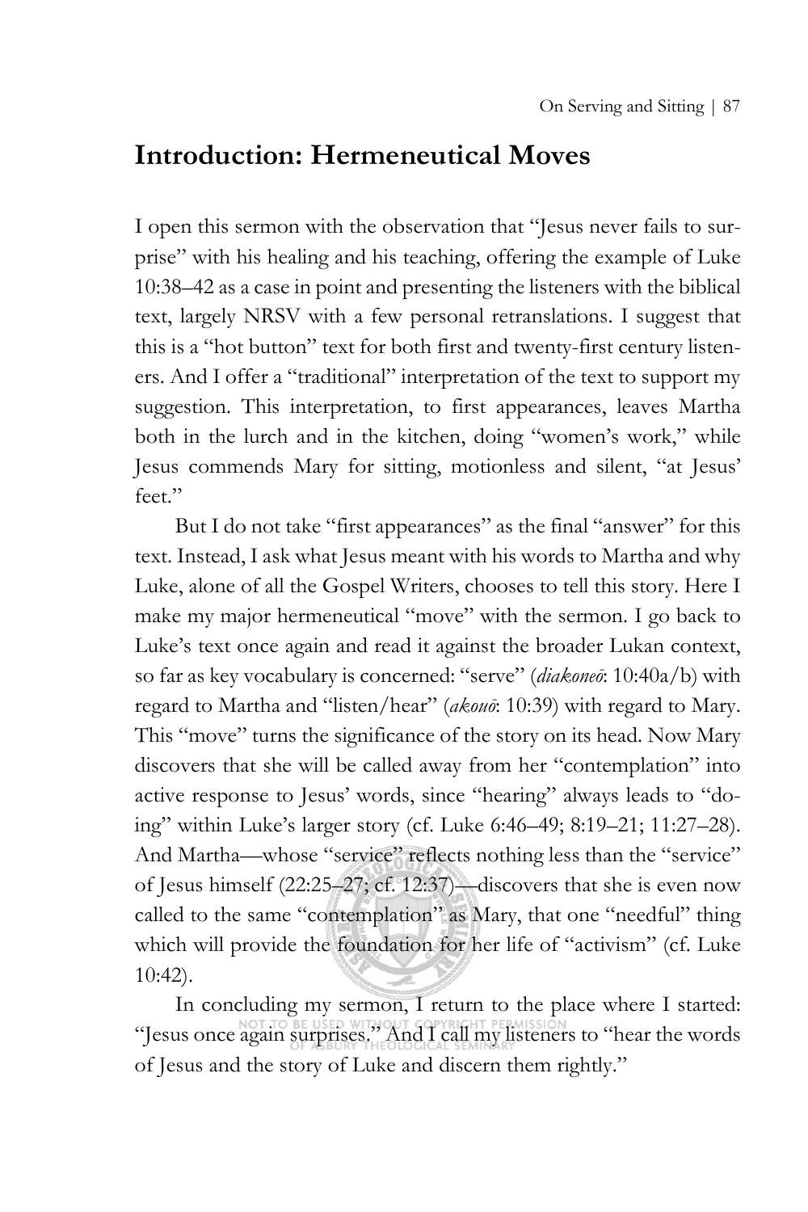## Introduction: Hermeneutical Moves

I open this sermon with the observation that "Jesus never fails to surprise" with his healing and his teaching, offering the example of Luke 10:38–42 as a case in point and presenting the listeners with the biblical text, largely NRSV with a few personal retranslations. I suggest that this is a "hot button" text for both first and twenty-first century listeners. And I offer a "traditional" interpretation of the text to support my suggestion. This interpretation, to first appearances, leaves Martha both in the lurch and in the kitchen, doing "women's work," while Jesus commends Mary for sitting, motionless and silent, "at Jesus' feet."

But I do not take "first appearances" as the final "answer" for this text. Instead, I ask what Jesus meant with his words to Martha and why Luke, alone of all the Gospel Writers, chooses to tell this story. Here I make my major hermeneutical "move" with the sermon. I go back to Luke's text once again and read it against the broader Lukan context, so far as key vocabulary is concerned: "serve" (*diakoneō*: 10:40a/b) with regard to Martha and "listen/hear" (*akouō*: 10:39) with regard to Mary. This "move" turns the significance of the story on its head. Now Mary discovers that she will be called away from her "contemplation" into active response to Jesus' words, since "hearing" always leads to "doing" within Luke's larger story (cf. Luke 6:46–49; 8:19–21; 11:27–28). And Martha—whose "service" reflects nothing less than the "service" of Jesus himself (22:25–27; cf. 12:37)—discovers that she is even now called to the same "contemplation" as Mary, that one "needful" thing which will provide the foundation for her life of "activism" (cf. Luke 10:42).

In concluding my sermon, I return to the place where I started: "Jesus once again surprises." And I call my listeners to "hear the words of Jesus and the story of Luke and discern them rightly."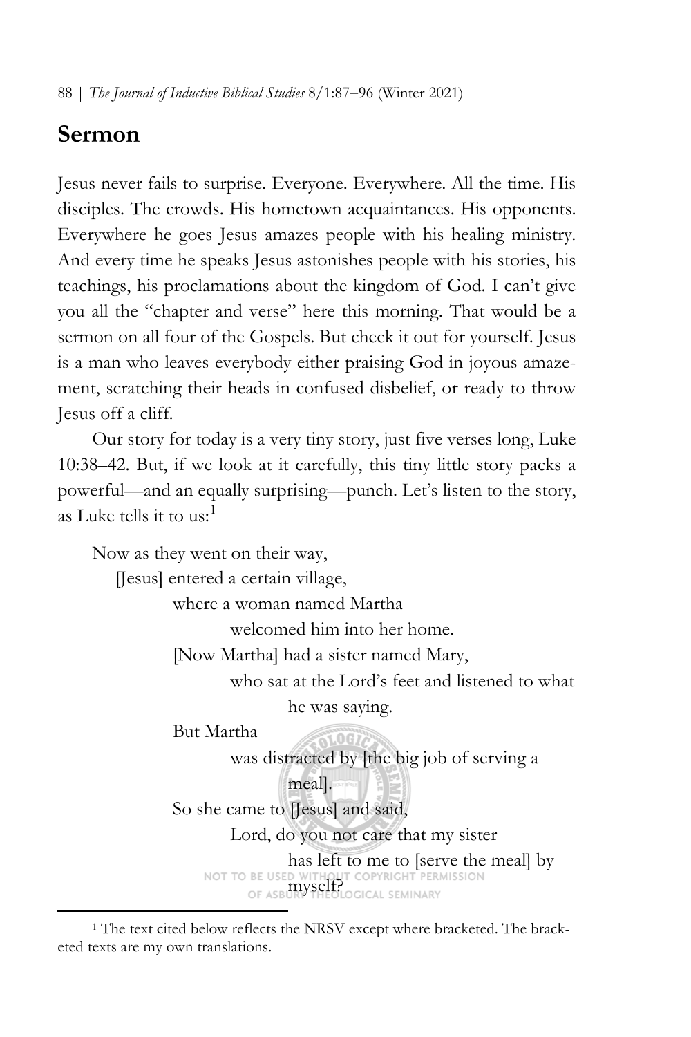## Sermon

Jesus never fails to surprise. Everyone. Everywhere. All the time. His disciples. The crowds. His hometown acquaintances. His opponents. Everywhere he goes Jesus amazes people with his healing ministry. And every time he speaks Jesus astonishes people with his stories, his teachings, his proclamations about the kingdom of God. I can't give you all the "chapter and verse" here this morning. That would be a sermon on all four of the Gospels. But check it out for yourself. Jesus is a man who leaves everybody either praising God in joyous amazement, scratching their heads in confused disbelief, or ready to throw Jesus off a cliff.

Our story for today is a very tiny story, just five verses long, Luke 10:38–42. But, if we look at it carefully, this tiny little story packs a powerful—and an equally surprising—punch. Let's listen to the story, as Luke tells it to us:[1]

> Now as they went on their way,
> &nbsp;&nbsp;&nbsp;&nbsp;[Jesus] entered a certain village,
> &nbsp;&nbsp;&nbsp;&nbsp;&nbsp;&nbsp;&nbsp;&nbsp;where a woman named Martha
> &nbsp;&nbsp;&nbsp;&nbsp;&nbsp;&nbsp;&nbsp;&nbsp;&nbsp;&nbsp;&nbsp;&nbsp;welcomed him into her home.
> &nbsp;&nbsp;&nbsp;&nbsp;&nbsp;&nbsp;&nbsp;&nbsp;[Now Martha] had a sister named Mary,
> &nbsp;&nbsp;&nbsp;&nbsp;&nbsp;&nbsp;&nbsp;&nbsp;&nbsp;&nbsp;&nbsp;&nbsp;who sat at the Lord's feet and listened to what he was saying.
> &nbsp;&nbsp;&nbsp;&nbsp;&nbsp;&nbsp;&nbsp;&nbsp;But Martha
> &nbsp;&nbsp;&nbsp;&nbsp;&nbsp;&nbsp;&nbsp;&nbsp;&nbsp;&nbsp;&nbsp;&nbsp;was distracted by [the big job of serving a meal].
> &nbsp;&nbsp;&nbsp;&nbsp;&nbsp;&nbsp;&nbsp;&nbsp;So she came to [Jesus] and said,
> &nbsp;&nbsp;&nbsp;&nbsp;&nbsp;&nbsp;&nbsp;&nbsp;&nbsp;&nbsp;&nbsp;&nbsp;Lord, do you not care that my sister has left to me to [serve the meal] by myself?

[1] The text cited below reflects the NRSV except where bracketed. The bracketed texts are my own translations.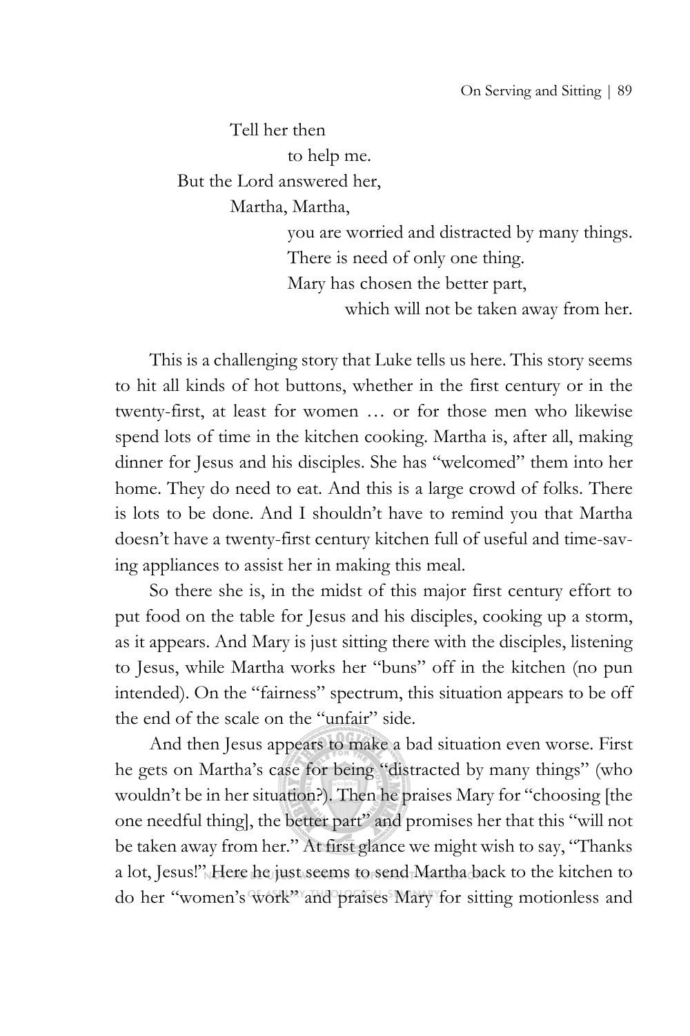Tell her then
  to help me.
But the Lord answered her,
  Martha, Martha,
    you are worried and distracted by many things.
    There is need of only one thing.
    Mary has chosen the better part,
      which will not be taken away from her.

This is a challenging story that Luke tells us here. This story seems to hit all kinds of hot buttons, whether in the first century or in the twenty-first, at least for women … or for those men who likewise spend lots of time in the kitchen cooking. Martha is, after all, making dinner for Jesus and his disciples. She has "welcomed" them into her home. They do need to eat. And this is a large crowd of folks. There is lots to be done. And I shouldn't have to remind you that Martha doesn't have a twenty-first century kitchen full of useful and time-saving appliances to assist her in making this meal.

So there she is, in the midst of this major first century effort to put food on the table for Jesus and his disciples, cooking up a storm, as it appears. And Mary is just sitting there with the disciples, listening to Jesus, while Martha works her "buns" off in the kitchen (no pun intended). On the "fairness" spectrum, this situation appears to be off the end of the scale on the "unfair" side.

And then Jesus appears to make a bad situation even worse. First he gets on Martha's case for being "distracted by many things" (who wouldn't be in her situation?). Then he praises Mary for "choosing [the one needful thing], the better part" and promises her that this "will not be taken away from her." At first glance we might wish to say, "Thanks a lot, Jesus!" Here he just seems to send Martha back to the kitchen to do her "women's work" and praises Mary for sitting motionless and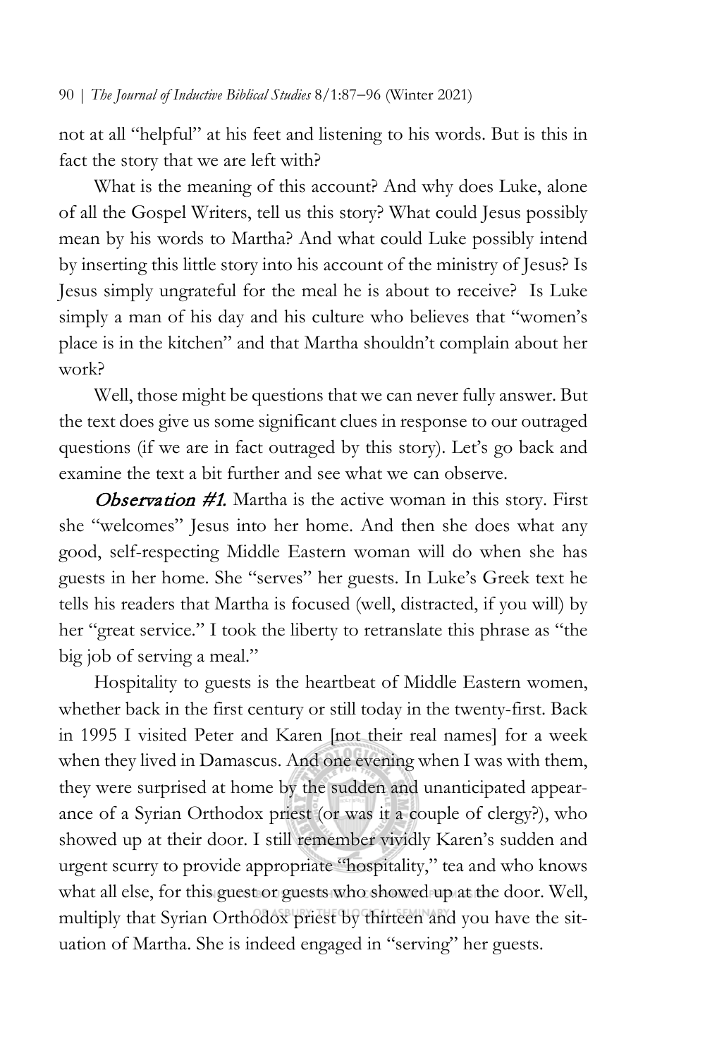not at all "helpful" at his feet and listening to his words. But is this in fact the story that we are left with?

What is the meaning of this account? And why does Luke, alone of all the Gospel Writers, tell us this story? What could Jesus possibly mean by his words to Martha? And what could Luke possibly intend by inserting this little story into his account of the ministry of Jesus? Is Jesus simply ungrateful for the meal he is about to receive? Is Luke simply a man of his day and his culture who believes that "women's place is in the kitchen" and that Martha shouldn't complain about her work?

Well, those might be questions that we can never fully answer. But the text does give us some significant clues in response to our outraged questions (if we are in fact outraged by this story). Let's go back and examine the text a bit further and see what we can observe.

***Observation #1.*** Martha is the active woman in this story. First she "welcomes" Jesus into her home. And then she does what any good, self-respecting Middle Eastern woman will do when she has guests in her home. She "serves" her guests. In Luke's Greek text he tells his readers that Martha is focused (well, distracted, if you will) by her "great service." I took the liberty to retranslate this phrase as "the big job of serving a meal."

Hospitality to guests is the heartbeat of Middle Eastern women, whether back in the first century or still today in the twenty-first. Back in 1995 I visited Peter and Karen [not their real names] for a week when they lived in Damascus. And one evening when I was with them, they were surprised at home by the sudden and unanticipated appearance of a Syrian Orthodox priest (or was it a couple of clergy?), who showed up at their door. I still remember vividly Karen's sudden and urgent scurry to provide appropriate "hospitality," tea and who knows what all else, for this guest or guests who showed up at the door. Well, multiply that Syrian Orthodox priest by thirteen and you have the situation of Martha. She is indeed engaged in "serving" her guests.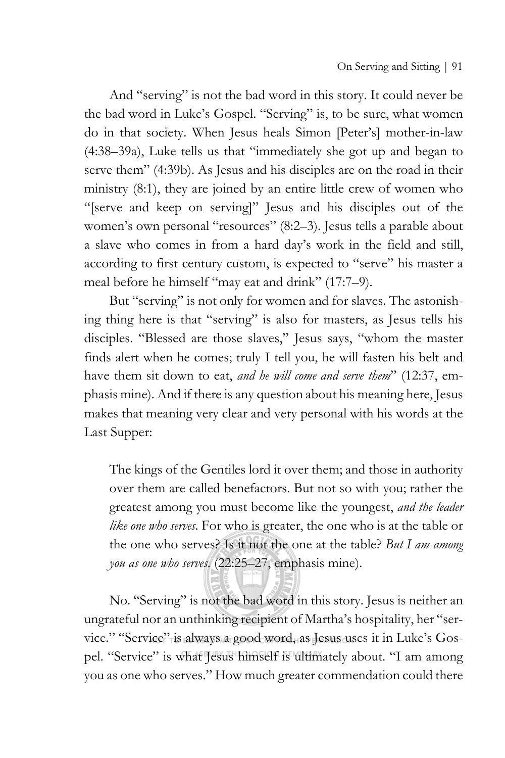And "serving" is not the bad word in this story. It could never be the bad word in Luke's Gospel. "Serving" is, to be sure, what women do in that society. When Jesus heals Simon [Peter's] mother-in-law (4:38–39a), Luke tells us that "immediately she got up and began to serve them" (4:39b). As Jesus and his disciples are on the road in their ministry (8:1), they are joined by an entire little crew of women who "[serve and keep on serving]" Jesus and his disciples out of the women's own personal "resources" (8:2–3). Jesus tells a parable about a slave who comes in from a hard day's work in the field and still, according to first century custom, is expected to "serve" his master a meal before he himself "may eat and drink" (17:7–9).

But "serving" is not only for women and for slaves. The astonishing thing here is that "serving" is also for masters, as Jesus tells his disciples. "Blessed are those slaves," Jesus says, "whom the master finds alert when he comes; truly I tell you, he will fasten his belt and have them sit down to eat, *and he will come and serve them*" (12:37, emphasis mine). And if there is any question about his meaning here, Jesus makes that meaning very clear and very personal with his words at the Last Supper:

> The kings of the Gentiles lord it over them; and those in authority over them are called benefactors. But not so with you; rather the greatest among you must become like the youngest, *and the leader like one who serves*. For who is greater, the one who is at the table or the one who serves? Is it not the one at the table? *But I am among you as one who serves*. (22:25–27, emphasis mine).

No. "Serving" is not the bad word in this story. Jesus is neither an ungrateful nor an unthinking recipient of Martha's hospitality, her "service." "Service" is always a good word, as Jesus uses it in Luke's Gospel. "Service" is what Jesus himself is ultimately about. "I am among you as one who serves." How much greater commendation could there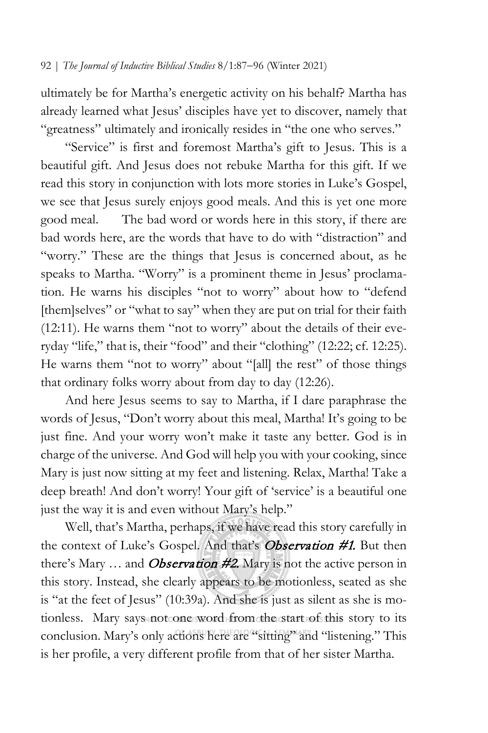ultimately be for Martha's energetic activity on his behalf? Martha has already learned what Jesus' disciples have yet to discover, namely that "greatness" ultimately and ironically resides in "the one who serves."

"Service" is first and foremost Martha's gift to Jesus. This is a beautiful gift. And Jesus does not rebuke Martha for this gift. If we read this story in conjunction with lots more stories in Luke's Gospel, we see that Jesus surely enjoys good meals. And this is yet one more good meal. The bad word or words here in this story, if there are bad words here, are the words that have to do with "distraction" and "worry." These are the things that Jesus is concerned about, as he speaks to Martha. "Worry" is a prominent theme in Jesus' proclamation. He warns his disciples "not to worry" about how to "defend [them]selves" or "what to say" when they are put on trial for their faith (12:11). He warns them "not to worry" about the details of their everyday "life," that is, their "food" and their "clothing" (12:22; cf. 12:25). He warns them "not to worry" about "[all] the rest" of those things that ordinary folks worry about from day to day (12:26).

And here Jesus seems to say to Martha, if I dare paraphrase the words of Jesus, "Don't worry about this meal, Martha! It's going to be just fine. And your worry won't make it taste any better. God is in charge of the universe. And God will help you with your cooking, since Mary is just now sitting at my feet and listening. Relax, Martha! Take a deep breath! And don't worry! Your gift of 'service' is a beautiful one just the way it is and even without Mary's help."

Well, that's Martha, perhaps, if we have read this story carefully in the context of Luke's Gospel. And that's ***Observation #1.*** But then there's Mary … and ***Observation #2.*** Mary is not the active person in this story. Instead, she clearly appears to be motionless, seated as she is "at the feet of Jesus" (10:39a). And she is just as silent as she is motionless. Mary says not one word from the start of this story to its conclusion. Mary's only actions here are "sitting" and "listening." This is her profile, a very different profile from that of her sister Martha.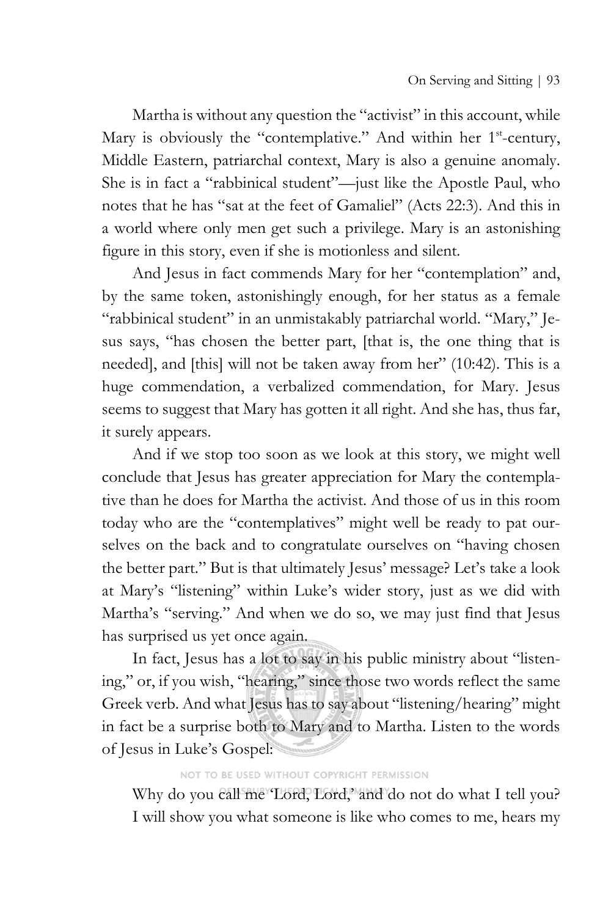Martha is without any question the "activist" in this account, while Mary is obviously the "contemplative." And within her 1st-century, Middle Eastern, patriarchal context, Mary is also a genuine anomaly. She is in fact a "rabbinical student"—just like the Apostle Paul, who notes that he has "sat at the feet of Gamaliel" (Acts 22:3). And this in a world where only men get such a privilege. Mary is an astonishing figure in this story, even if she is motionless and silent.

And Jesus in fact commends Mary for her "contemplation" and, by the same token, astonishingly enough, for her status as a female "rabbinical student" in an unmistakably patriarchal world. "Mary," Jesus says, "has chosen the better part, [that is, the one thing that is needed], and [this] will not be taken away from her" (10:42). This is a huge commendation, a verbalized commendation, for Mary. Jesus seems to suggest that Mary has gotten it all right. And she has, thus far, it surely appears.

And if we stop too soon as we look at this story, we might well conclude that Jesus has greater appreciation for Mary the contemplative than he does for Martha the activist. And those of us in this room today who are the "contemplatives" might well be ready to pat ourselves on the back and to congratulate ourselves on "having chosen the better part." But is that ultimately Jesus' message? Let's take a look at Mary's "listening" within Luke's wider story, just as we did with Martha's "serving." And when we do so, we may just find that Jesus has surprised us yet once again.

In fact, Jesus has a lot to say in his public ministry about "listening," or, if you wish, "hearing," since those two words reflect the same Greek verb. And what Jesus has to say about "listening/hearing" might in fact be a surprise both to Mary and to Martha. Listen to the words of Jesus in Luke's Gospel:

> Why do you call me 'Lord, Lord,' and do not do what I tell you? I will show you what someone is like who comes to me, hears my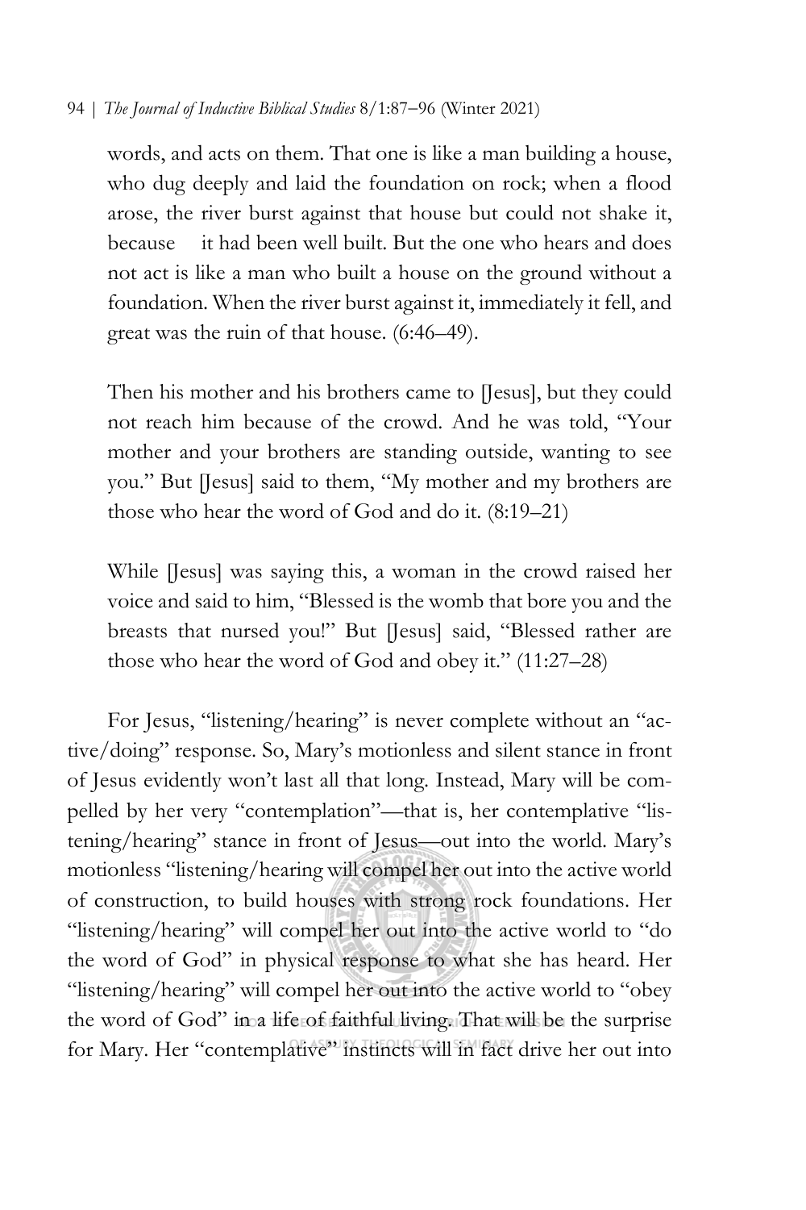words, and acts on them. That one is like a man building a house, who dug deeply and laid the foundation on rock; when a flood arose, the river burst against that house but could not shake it, because it had been well built. But the one who hears and does not act is like a man who built a house on the ground without a foundation. When the river burst against it, immediately it fell, and great was the ruin of that house. (6:46–49).

> Then his mother and his brothers came to [Jesus], but they could not reach him because of the crowd. And he was told, "Your mother and your brothers are standing outside, wanting to see you." But [Jesus] said to them, "My mother and my brothers are those who hear the word of God and do it. (8:19–21)

> While [Jesus] was saying this, a woman in the crowd raised her voice and said to him, "Blessed is the womb that bore you and the breasts that nursed you!" But [Jesus] said, "Blessed rather are those who hear the word of God and obey it." (11:27–28)

For Jesus, "listening/hearing" is never complete without an "active/doing" response. So, Mary's motionless and silent stance in front of Jesus evidently won't last all that long. Instead, Mary will be compelled by her very "contemplation"—that is, her contemplative "listening/hearing" stance in front of Jesus—out into the world. Mary's motionless "listening/hearing will compel her out into the active world of construction, to build houses with strong rock foundations. Her "listening/hearing" will compel her out into the active world to "do the word of God" in physical response to what she has heard. Her "listening/hearing" will compel her out into the active world to "obey the word of God" in a life of faithful living. That will be the surprise for Mary. Her "contemplative" instincts will in fact drive her out into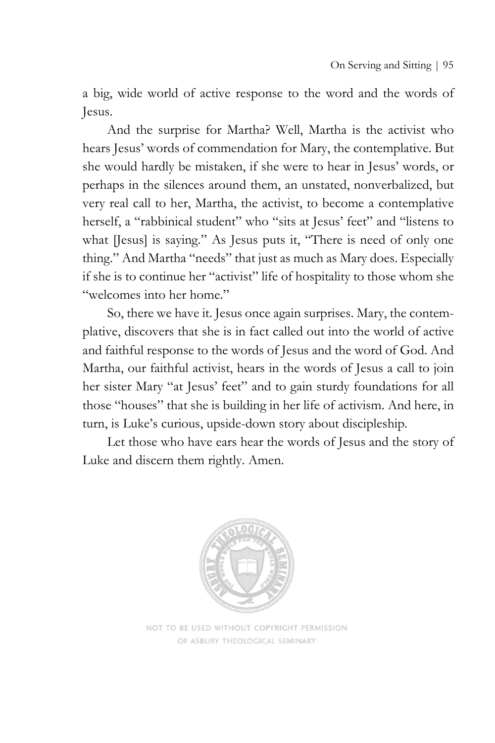a big, wide world of active response to the word and the words of Jesus.

And the surprise for Martha? Well, Martha is the activist who hears Jesus' words of commendation for Mary, the contemplative. But she would hardly be mistaken, if she were to hear in Jesus' words, or perhaps in the silences around them, an unstated, nonverbalized, but very real call to her, Martha, the activist, to become a contemplative herself, a "rabbinical student" who "sits at Jesus' feet" and "listens to what [Jesus] is saying." As Jesus puts it, "There is need of only one thing." And Martha "needs" that just as much as Mary does. Especially if she is to continue her "activist" life of hospitality to those whom she "welcomes into her home."

So, there we have it. Jesus once again surprises. Mary, the contemplative, discovers that she is in fact called out into the world of active and faithful response to the words of Jesus and the word of God. And Martha, our faithful activist, hears in the words of Jesus a call to join her sister Mary "at Jesus' feet" and to gain sturdy foundations for all those "houses" that she is building in her life of activism. And here, in turn, is Luke's curious, upside-down story about discipleship.

Let those who have ears hear the words of Jesus and the story of Luke and discern them rightly. Amen.

NOT TO BE USED WITHOUT COPYRIGHT PERMISSION OF ASBURY THEOLOGICAL SEMINARY